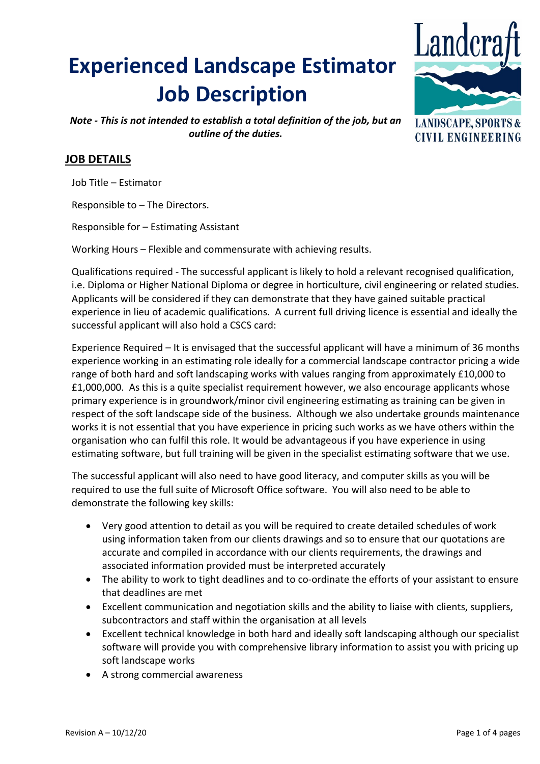# Experienced Landscape Estimator Job Description

***Note - This is not intended to establish a total definition of the job, but an outline of the duties.***

Landcraft
LANDSCAPE, SPORTS & CIVIL ENGINEERING

## JOB DETAILS

Job Title – Estimator

Responsible to – The Directors.

Responsible for – Estimating Assistant

Working Hours – Flexible and commensurate with achieving results.

Qualifications required - The successful applicant is likely to hold a relevant recognised qualification, i.e. Diploma or Higher National Diploma or degree in horticulture, civil engineering or related studies. Applicants will be considered if they can demonstrate that they have gained suitable practical experience in lieu of academic qualifications. A current full driving licence is essential and ideally the successful applicant will also hold a CSCS card:

Experience Required – It is envisaged that the successful applicant will have a minimum of 36 months experience working in an estimating role ideally for a commercial landscape contractor pricing a wide range of both hard and soft landscaping works with values ranging from approximately £10,000 to £1,000,000. As this is a quite specialist requirement however, we also encourage applicants whose primary experience is in groundwork/minor civil engineering estimating as training can be given in respect of the soft landscape side of the business. Although we also undertake grounds maintenance works it is not essential that you have experience in pricing such works as we have others within the organisation who can fulfil this role. It would be advantageous if you have experience in using estimating software, but full training will be given in the specialist estimating software that we use.

The successful applicant will also need to have good literacy, and computer skills as you will be required to use the full suite of Microsoft Office software. You will also need to be able to demonstrate the following key skills:

- Very good attention to detail as you will be required to create detailed schedules of work using information taken from our clients drawings and so to ensure that our quotations are accurate and compiled in accordance with our clients requirements, the drawings and associated information provided must be interpreted accurately
- The ability to work to tight deadlines and to co-ordinate the efforts of your assistant to ensure that deadlines are met
- Excellent communication and negotiation skills and the ability to liaise with clients, suppliers, subcontractors and staff within the organisation at all levels
- Excellent technical knowledge in both hard and ideally soft landscaping although our specialist software will provide you with comprehensive library information to assist you with pricing up soft landscape works
- A strong commercial awareness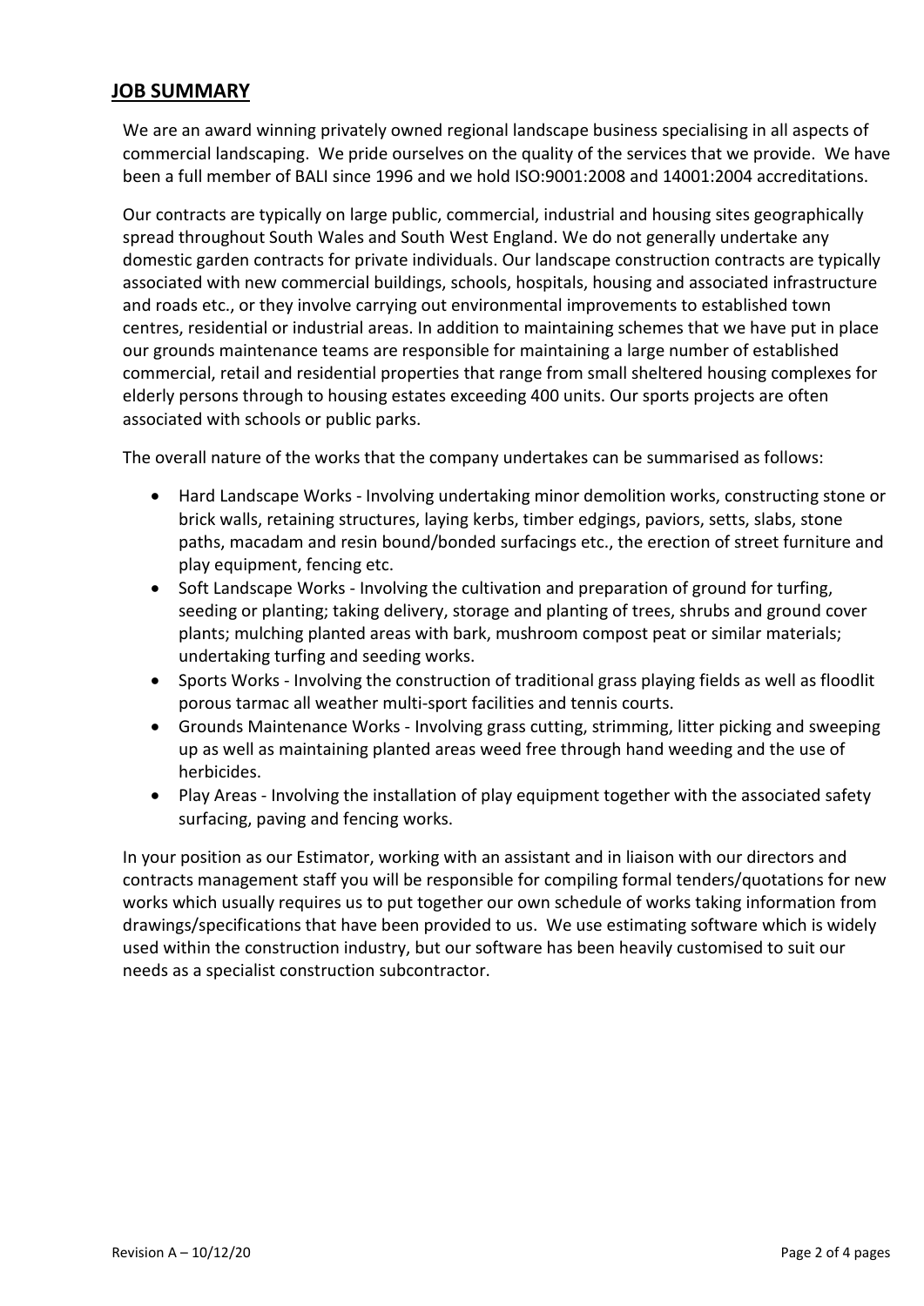## JOB SUMMARY

We are an award winning privately owned regional landscape business specialising in all aspects of commercial landscaping. We pride ourselves on the quality of the services that we provide. We have been a full member of BALI since 1996 and we hold ISO:9001:2008 and 14001:2004 accreditations.

Our contracts are typically on large public, commercial, industrial and housing sites geographically spread throughout South Wales and South West England. We do not generally undertake any domestic garden contracts for private individuals. Our landscape construction contracts are typically associated with new commercial buildings, schools, hospitals, housing and associated infrastructure and roads etc., or they involve carrying out environmental improvements to established town centres, residential or industrial areas. In addition to maintaining schemes that we have put in place our grounds maintenance teams are responsible for maintaining a large number of established commercial, retail and residential properties that range from small sheltered housing complexes for elderly persons through to housing estates exceeding 400 units. Our sports projects are often associated with schools or public parks.

The overall nature of the works that the company undertakes can be summarised as follows:

- Hard Landscape Works - Involving undertaking minor demolition works, constructing stone or brick walls, retaining structures, laying kerbs, timber edgings, paviors, setts, slabs, stone paths, macadam and resin bound/bonded surfacings etc., the erection of street furniture and play equipment, fencing etc.
- Soft Landscape Works - Involving the cultivation and preparation of ground for turfing, seeding or planting; taking delivery, storage and planting of trees, shrubs and ground cover plants; mulching planted areas with bark, mushroom compost peat or similar materials; undertaking turfing and seeding works.
- Sports Works - Involving the construction of traditional grass playing fields as well as floodlit porous tarmac all weather multi-sport facilities and tennis courts.
- Grounds Maintenance Works - Involving grass cutting, strimming, litter picking and sweeping up as well as maintaining planted areas weed free through hand weeding and the use of herbicides.
- Play Areas - Involving the installation of play equipment together with the associated safety surfacing, paving and fencing works.

In your position as our Estimator, working with an assistant and in liaison with our directors and contracts management staff you will be responsible for compiling formal tenders/quotations for new works which usually requires us to put together our own schedule of works taking information from drawings/specifications that have been provided to us. We use estimating software which is widely used within the construction industry, but our software has been heavily customised to suit our needs as a specialist construction subcontractor.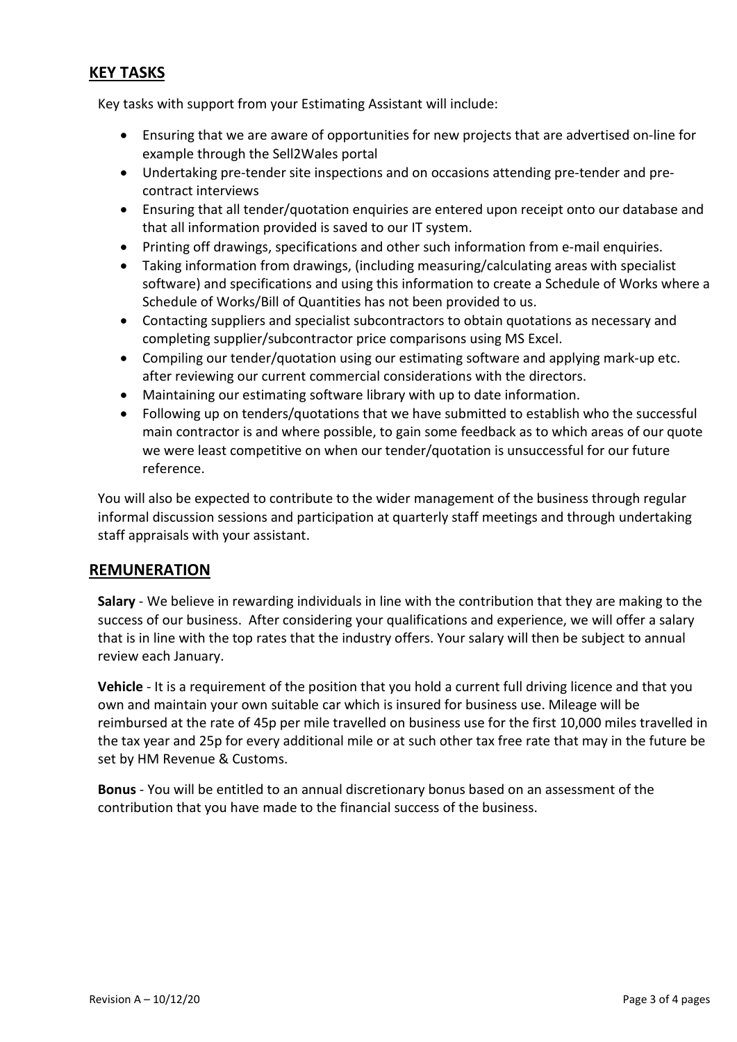## KEY TASKS

Key tasks with support from your Estimating Assistant will include:

- Ensuring that we are aware of opportunities for new projects that are advertised on-line for example through the Sell2Wales portal
- Undertaking pre-tender site inspections and on occasions attending pre-tender and pre-contract interviews
- Ensuring that all tender/quotation enquiries are entered upon receipt onto our database and that all information provided is saved to our IT system.
- Printing off drawings, specifications and other such information from e-mail enquiries.
- Taking information from drawings, (including measuring/calculating areas with specialist software) and specifications and using this information to create a Schedule of Works where a Schedule of Works/Bill of Quantities has not been provided to us.
- Contacting suppliers and specialist subcontractors to obtain quotations as necessary and completing supplier/subcontractor price comparisons using MS Excel.
- Compiling our tender/quotation using our estimating software and applying mark-up etc. after reviewing our current commercial considerations with the directors.
- Maintaining our estimating software library with up to date information.
- Following up on tenders/quotations that we have submitted to establish who the successful main contractor is and where possible, to gain some feedback as to which areas of our quote we were least competitive on when our tender/quotation is unsuccessful for our future reference.

You will also be expected to contribute to the wider management of the business through regular informal discussion sessions and participation at quarterly staff meetings and through undertaking staff appraisals with your assistant.

## REMUNERATION

**Salary** - We believe in rewarding individuals in line with the contribution that they are making to the success of our business. After considering your qualifications and experience, we will offer a salary that is in line with the top rates that the industry offers. Your salary will then be subject to annual review each January.

**Vehicle** - It is a requirement of the position that you hold a current full driving licence and that you own and maintain your own suitable car which is insured for business use. Mileage will be reimbursed at the rate of 45p per mile travelled on business use for the first 10,000 miles travelled in the tax year and 25p for every additional mile or at such other tax free rate that may in the future be set by HM Revenue & Customs.

**Bonus** - You will be entitled to an annual discretionary bonus based on an assessment of the contribution that you have made to the financial success of the business.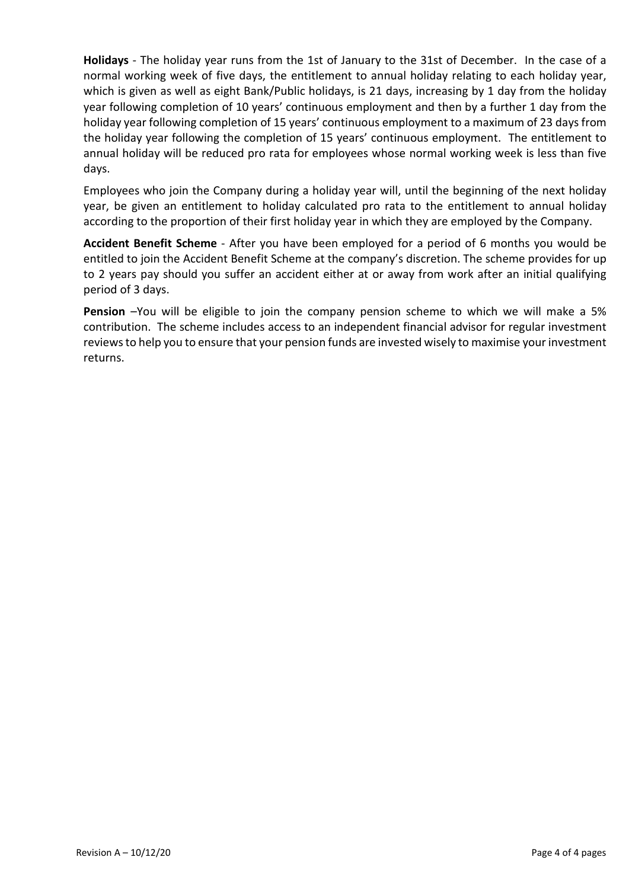**Holidays** - The holiday year runs from the 1st of January to the 31st of December. In the case of a normal working week of five days, the entitlement to annual holiday relating to each holiday year, which is given as well as eight Bank/Public holidays, is 21 days, increasing by 1 day from the holiday year following completion of 10 years' continuous employment and then by a further 1 day from the holiday year following completion of 15 years' continuous employment to a maximum of 23 days from the holiday year following the completion of 15 years' continuous employment. The entitlement to annual holiday will be reduced pro rata for employees whose normal working week is less than five days.

Employees who join the Company during a holiday year will, until the beginning of the next holiday year, be given an entitlement to holiday calculated pro rata to the entitlement to annual holiday according to the proportion of their first holiday year in which they are employed by the Company.

**Accident Benefit Scheme** - After you have been employed for a period of 6 months you would be entitled to join the Accident Benefit Scheme at the company's discretion. The scheme provides for up to 2 years pay should you suffer an accident either at or away from work after an initial qualifying period of 3 days.

**Pension** –You will be eligible to join the company pension scheme to which we will make a 5% contribution. The scheme includes access to an independent financial advisor for regular investment reviews to help you to ensure that your pension funds are invested wisely to maximise your investment returns.

Revision A – 10/12/20